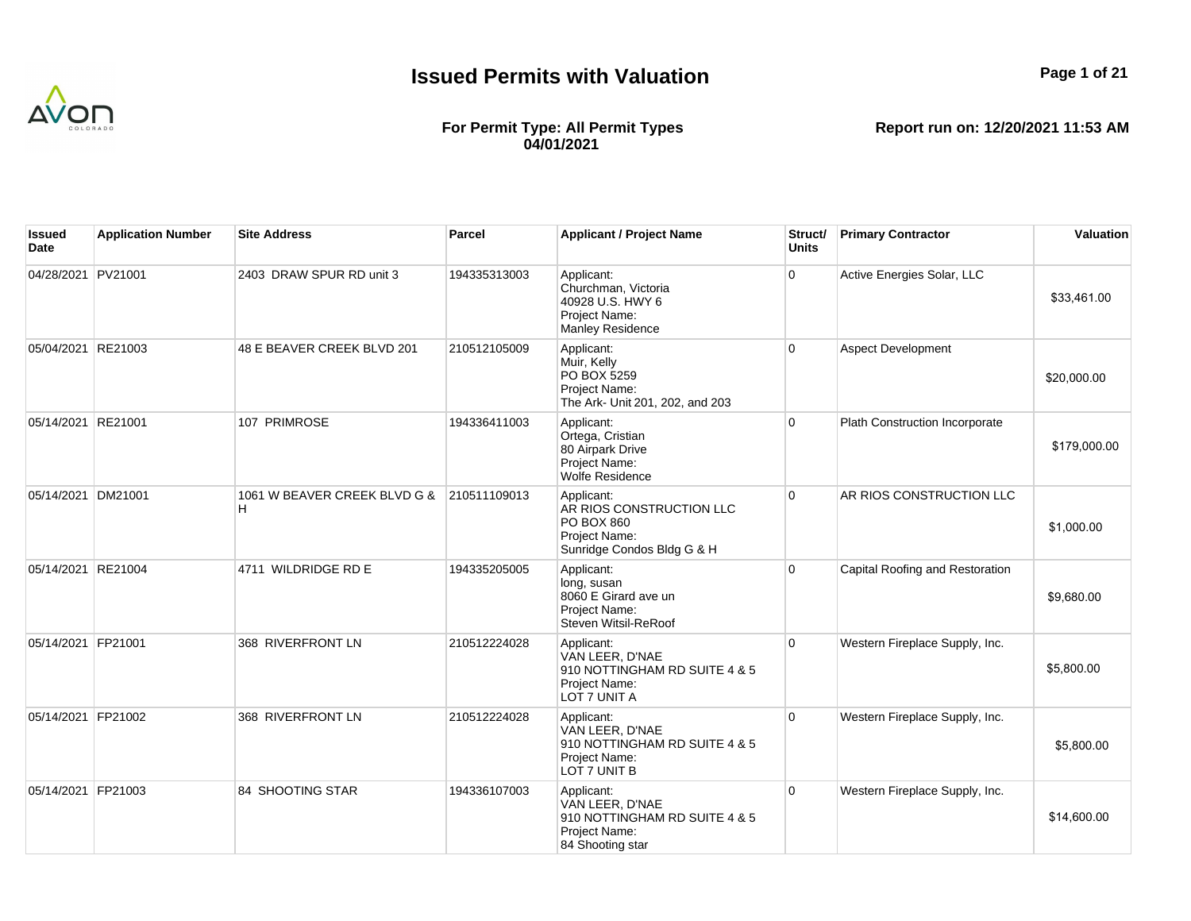# Issued Permits with Valuation

**For Permit Type: All Permit Types**
**04/01/2021**

**Report run on: 12/20/2021 11:53 AM**

| Issued Date | Application Number | Site Address | Parcel | Applicant / Project Name | Struct/ Units | Primary Contractor | Valuation |
|---|---|---|---|---|---|---|---|
| 04/28/2021 | PV21001 | 2403 DRAW SPUR RD unit 3 | 194335313003 | Applicant: Churchman, Victoria 40928 U.S. HWY 6 Project Name: Manley Residence | 0 | Active Energies Solar, LLC | $33,461.00 |
| 05/04/2021 | RE21003 | 48 E BEAVER CREEK BLVD 201 | 210512105009 | Applicant: Muir, Kelly PO BOX 5259 Project Name: The Ark- Unit 201, 202, and 203 | 0 | Aspect Development | $20,000.00 |
| 05/14/2021 | RE21001 | 107 PRIMROSE | 194336411003 | Applicant: Ortega, Cristian 80 Airpark Drive Project Name: Wolfe Residence | 0 | Plath Construction Incorporate | $179,000.00 |
| 05/14/2021 | DM21001 | 1061 W BEAVER CREEK BLVD G & H | 210511109013 | Applicant: AR RIOS CONSTRUCTION LLC PO BOX 860 Project Name: Sunridge Condos Bldg G & H | 0 | AR RIOS CONSTRUCTION LLC | $1,000.00 |
| 05/14/2021 | RE21004 | 4711 WILDRIDGE RD E | 194335205005 | Applicant: long, susan 8060 E Girard ave un Project Name: Steven Witsil-ReRoof | 0 | Capital Roofing and Restoration | $9,680.00 |
| 05/14/2021 | FP21001 | 368 RIVERFRONT LN | 210512224028 | Applicant: VAN LEER, D'NAE 910 NOTTINGHAM RD SUITE 4 & 5 Project Name: LOT 7 UNIT A | 0 | Western Fireplace Supply, Inc. | $5,800.00 |
| 05/14/2021 | FP21002 | 368 RIVERFRONT LN | 210512224028 | Applicant: VAN LEER, D'NAE 910 NOTTINGHAM RD SUITE 4 & 5 Project Name: LOT 7 UNIT B | 0 | Western Fireplace Supply, Inc. | $5,800.00 |
| 05/14/2021 | FP21003 | 84 SHOOTING STAR | 194336107003 | Applicant: VAN LEER, D'NAE 910 NOTTINGHAM RD SUITE 4 & 5 Project Name: 84 Shooting star | 0 | Western Fireplace Supply, Inc. | $14,600.00 |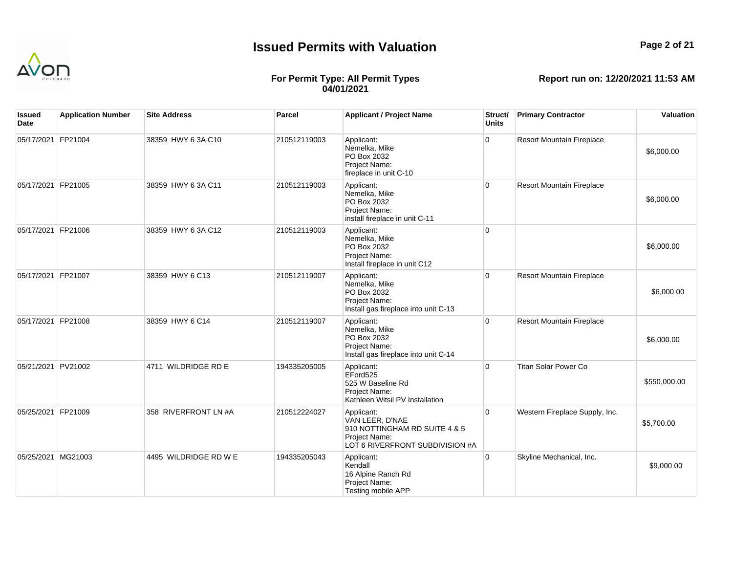# Issued Permits with Valuation

**For Permit Type: All Permit Types**
**04/01/2021**

**Report run on: 12/20/2021 11:53 AM**

| Issued Date | Application Number | Site Address | Parcel | Applicant / Project Name | Struct/ Units | Primary Contractor | Valuation |
|---|---|---|---|---|---|---|---|
| 05/17/2021 | FP21004 | 38359 HWY 6 3A C10 | 210512119003 | Applicant:<br>Nemelka, Mike<br>PO Box 2032<br>Project Name:<br>fireplace in unit C-10 | 0 | Resort Mountain Fireplace | $6,000.00 |
| 05/17/2021 | FP21005 | 38359 HWY 6 3A C11 | 210512119003 | Applicant:<br>Nemelka, Mike<br>PO Box 2032<br>Project Name:<br>install fireplace in unit C-11 | 0 | Resort Mountain Fireplace | $6,000.00 |
| 05/17/2021 | FP21006 | 38359 HWY 6 3A C12 | 210512119003 | Applicant:<br>Nemelka, Mike<br>PO Box 2032<br>Project Name:<br>Install fireplace in unit C12 | 0 | | $6,000.00 |
| 05/17/2021 | FP21007 | 38359 HWY 6 C13 | 210512119007 | Applicant:<br>Nemelka, Mike<br>PO Box 2032<br>Project Name:<br>Install gas fireplace into unit C-13 | 0 | Resort Mountain Fireplace | $6,000.00 |
| 05/17/2021 | FP21008 | 38359 HWY 6 C14 | 210512119007 | Applicant:<br>Nemelka, Mike<br>PO Box 2032<br>Project Name:<br>Install gas fireplace into unit C-14 | 0 | Resort Mountain Fireplace | $6,000.00 |
| 05/21/2021 | PV21002 | 4711 WILDRIDGE RD E | 194335205005 | Applicant:<br>EFord525<br>525 W Baseline Rd<br>Project Name:<br>Kathleen Witsil PV Installation | 0 | Titan Solar Power Co | $550,000.00 |
| 05/25/2021 | FP21009 | 358 RIVERFRONT LN #A | 210512224027 | Applicant:<br>VAN LEER, D'NAE<br>910 NOTTINGHAM RD SUITE 4 & 5<br>Project Name:<br>LOT 6 RIVERFRONT SUBDIVISION #A | 0 | Western Fireplace Supply, Inc. | $5,700.00 |
| 05/25/2021 | MG21003 | 4495 WILDRIDGE RD W E | 194335205043 | Applicant:<br>Kendall<br>16 Alpine Ranch Rd<br>Project Name:<br>Testing mobile APP | 0 | Skyline Mechanical, Inc. | $9,000.00 |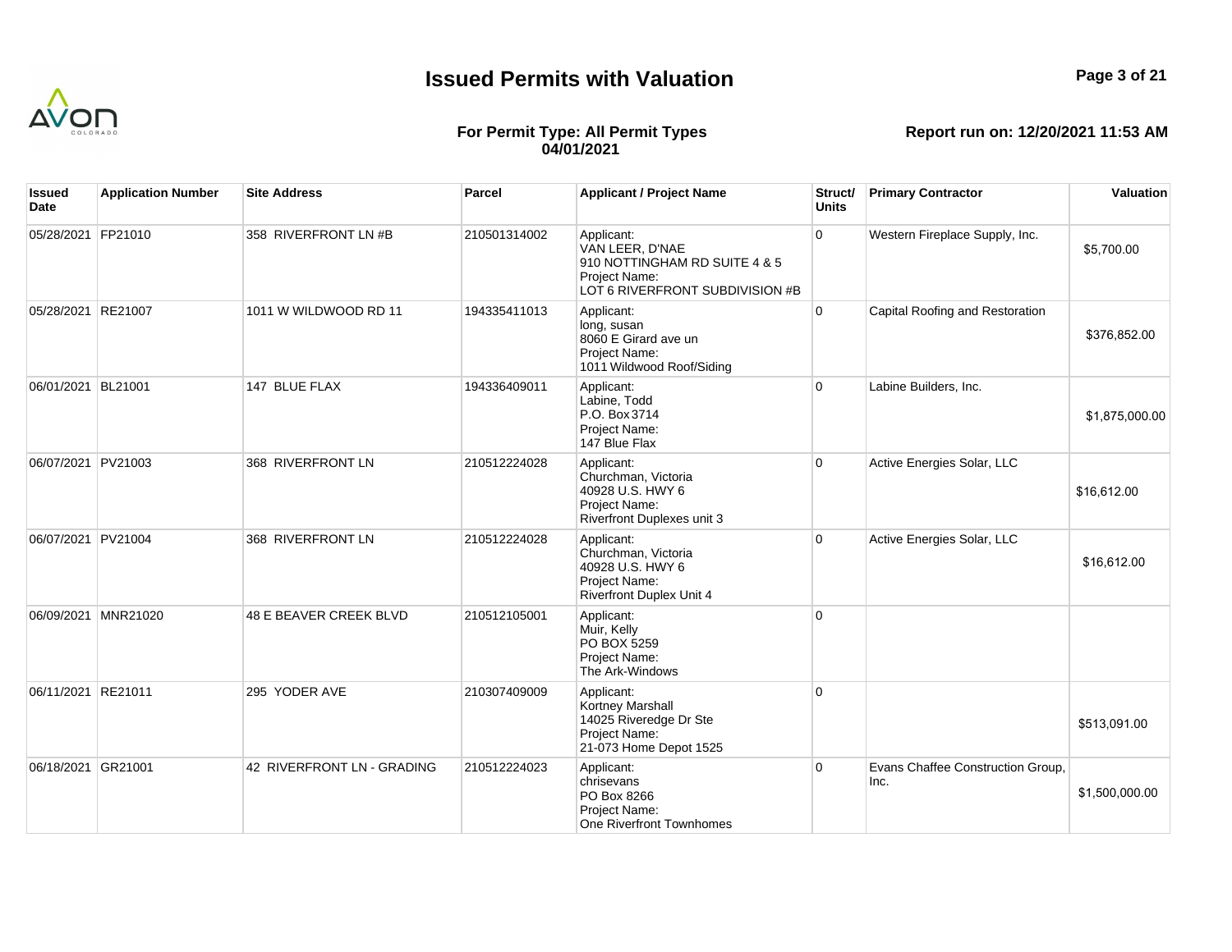# Issued Permits with Valuation

**For Permit Type: All Permit Types**
**04/01/2021**

**Report run on: 12/20/2021 11:53 AM**

| Issued Date | Application Number | Site Address | Parcel | Applicant / Project Name | Struct/ Units | Primary Contractor | Valuation |
|---|---|---|---|---|---|---|---|
| 05/28/2021 | FP21010 | 358 RIVERFRONT LN #B | 210501314002 | Applicant: VAN LEER, D'NAE 910 NOTTINGHAM RD SUITE 4 & 5 Project Name: LOT 6 RIVERFRONT SUBDIVISION #B | 0 | Western Fireplace Supply, Inc. | $5,700.00 |
| 05/28/2021 | RE21007 | 1011 W WILDWOOD RD 11 | 194335411013 | Applicant: long, susan 8060 E Girard ave un Project Name: 1011 Wildwood Roof/Siding | 0 | Capital Roofing and Restoration | $376,852.00 |
| 06/01/2021 | BL21001 | 147 BLUE FLAX | 194336409011 | Applicant: Labine, Todd P.O. Box 3714 Project Name: 147 Blue Flax | 0 | Labine Builders, Inc. | $1,875,000.00 |
| 06/07/2021 | PV21003 | 368 RIVERFRONT LN | 210512224028 | Applicant: Churchman, Victoria 40928 U.S. HWY 6 Project Name: Riverfront Duplexes unit 3 | 0 | Active Energies Solar, LLC | $16,612.00 |
| 06/07/2021 | PV21004 | 368 RIVERFRONT LN | 210512224028 | Applicant: Churchman, Victoria 40928 U.S. HWY 6 Project Name: Riverfront Duplex Unit 4 | 0 | Active Energies Solar, LLC | $16,612.00 |
| 06/09/2021 | MNR21020 | 48 E BEAVER CREEK BLVD | 210512105001 | Applicant: Muir, Kelly PO BOX 5259 Project Name: The Ark-Windows | 0 | | |
| 06/11/2021 | RE21011 | 295 YODER AVE | 210307409009 | Applicant: Kortney Marshall 14025 Riveredge Dr Ste Project Name: 21-073 Home Depot 1525 | 0 | | $513,091.00 |
| 06/18/2021 | GR21001 | 42 RIVERFRONT LN - GRADING | 210512224023 | Applicant: chrisevans PO Box 8266 Project Name: One Riverfront Townhomes | 0 | Evans Chaffee Construction Group, Inc. | $1,500,000.00 |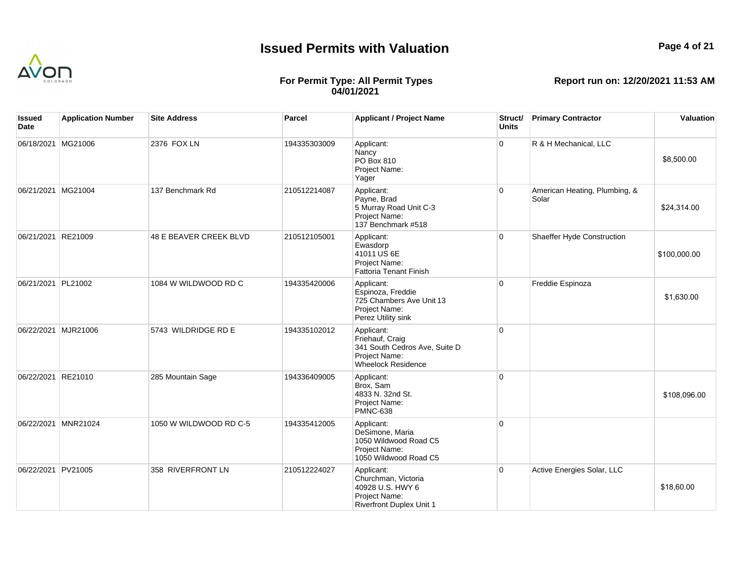# Issued Permits with Valuation

**For Permit Type: All Permit Types**
**04/01/2021**

**Report run on: 12/20/2021 11:53 AM**

| Issued Date | Application Number | Site Address | Parcel | Applicant / Project Name | Struct/ Units | Primary Contractor | Valuation |
|---|---|---|---|---|---|---|---|
| 06/18/2021 | MG21006 | 2376 FOX LN | 194335303009 | Applicant:<br>Nancy<br>PO Box 810<br>Project Name:<br>Yager | 0 | R & H Mechanical, LLC | $8,500.00 |
| 06/21/2021 | MG21004 | 137 Benchmark Rd | 210512214087 | Applicant:<br>Payne, Brad<br>5 Murray Road Unit C-3<br>Project Name:<br>137 Benchmark #518 | 0 | American Heating, Plumbing, & Solar | $24,314.00 |
| 06/21/2021 | RE21009 | 48 E BEAVER CREEK BLVD | 210512105001 | Applicant:<br>Ewasdorp<br>41011 US 6E<br>Project Name:<br>Fattoria Tenant Finish | 0 | Shaeffer Hyde Construction | $100,000.00 |
| 06/21/2021 | PL21002 | 1084 W WILDWOOD RD C | 194335420006 | Applicant:<br>Espinoza, Freddie<br>725 Chambers Ave Unit 13<br>Project Name:<br>Perez Utility sink | 0 | Freddie Espinoza | $1,630.00 |
| 06/22/2021 | MJR21006 | 5743 WILDRIDGE RD E | 194335102012 | Applicant:<br>Friehauf, Craig<br>341 South Cedros Ave, Suite D<br>Project Name:<br>Wheelock Residence | 0 | | |
| 06/22/2021 | RE21010 | 285 Mountain Sage | 194336409005 | Applicant:<br>Brox, Sam<br>4833 N. 32nd St.<br>Project Name:<br>PMNC-638 | 0 | | $108,096.00 |
| 06/22/2021 | MNR21024 | 1050 W WILDWOOD RD C-5 | 194335412005 | Applicant:<br>DeSimone, Maria<br>1050 Wildwood Road C5<br>Project Name:<br>1050 Wildwood Road C5 | 0 | | |
| 06/22/2021 | PV21005 | 358 RIVERFRONT LN | 210512224027 | Applicant:<br>Churchman, Victoria<br>40928 U.S. HWY 6<br>Project Name:<br>Riverfront Duplex Unit 1 | 0 | Active Energies Solar, LLC | $18,60.00 |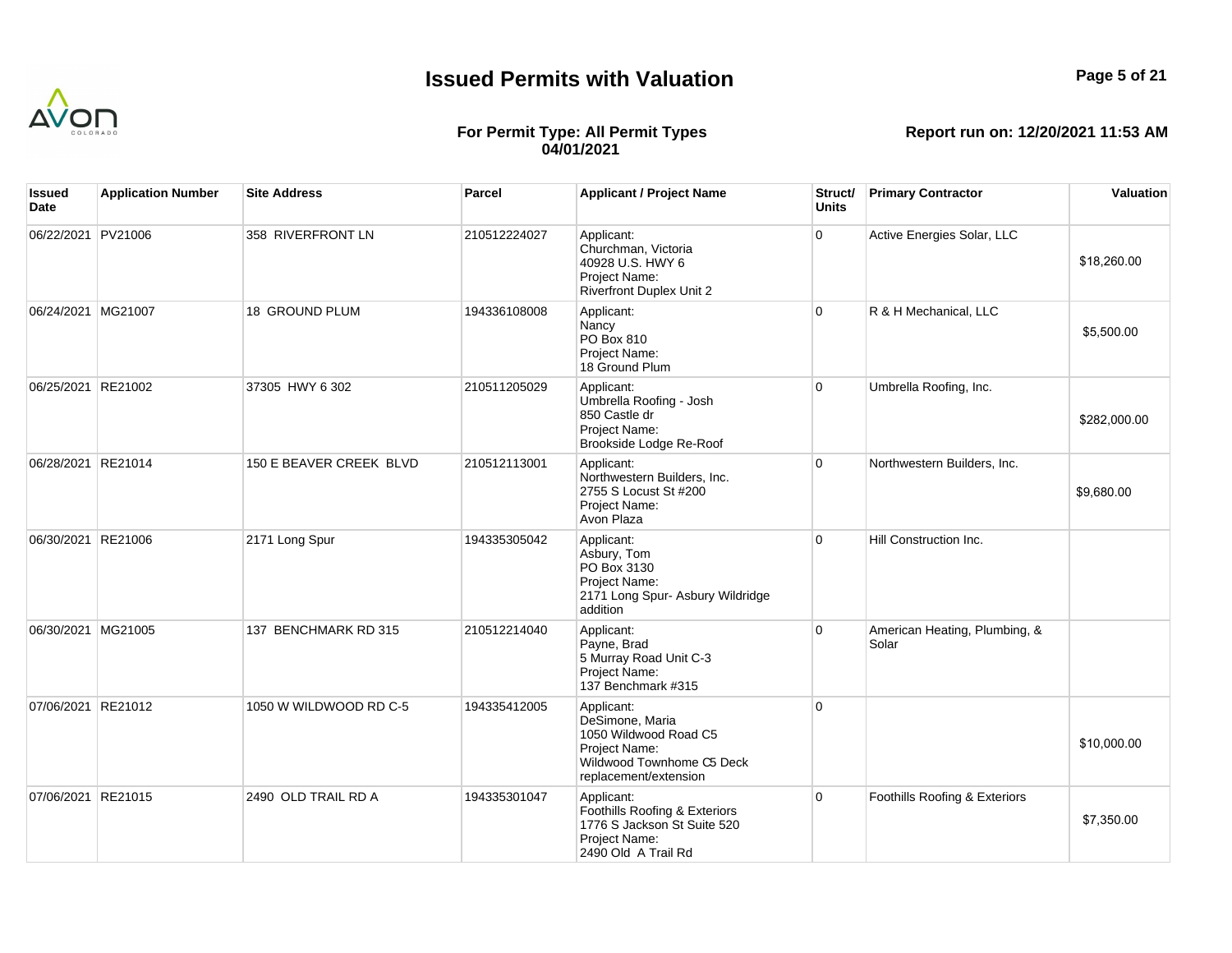# Issued Permits with Valuation

**For Permit Type: All Permit Types**
**04/01/2021**

**Report run on: 12/20/2021 11:53 AM**

| Issued Date | Application Number | Site Address | Parcel | Applicant / Project Name | Struct/ Units | Primary Contractor | Valuation |
|---|---|---|---|---|---|---|---|
| 06/22/2021 | PV21006 | 358 RIVERFRONT LN | 210512224027 | Applicant: Churchman, Victoria 40928 U.S. HWY 6 Project Name: Riverfront Duplex Unit 2 | 0 | Active Energies Solar, LLC | $18,260.00 |
| 06/24/2021 | MG21007 | 18 GROUND PLUM | 194336108008 | Applicant: Nancy PO Box 810 Project Name: 18 Ground Plum | 0 | R & H Mechanical, LLC | $5,500.00 |
| 06/25/2021 | RE21002 | 37305 HWY 6 302 | 210511205029 | Applicant: Umbrella Roofing - Josh 850 Castle dr Project Name: Brookside Lodge Re-Roof | 0 | Umbrella Roofing, Inc. | $282,000.00 |
| 06/28/2021 | RE21014 | 150 E BEAVER CREEK BLVD | 210512113001 | Applicant: Northwestern Builders, Inc. 2755 S Locust St #200 Project Name: Avon Plaza | 0 | Northwestern Builders, Inc. | $9,680.00 |
| 06/30/2021 | RE21006 | 2171 Long Spur | 194335305042 | Applicant: Asbury, Tom PO Box 3130 Project Name: 2171 Long Spur- Asbury Wildridge addition | 0 | Hill Construction Inc. | |
| 06/30/2021 | MG21005 | 137 BENCHMARK RD 315 | 210512214040 | Applicant: Payne, Brad 5 Murray Road Unit C-3 Project Name: 137 Benchmark #315 | 0 | American Heating, Plumbing, & Solar | |
| 07/06/2021 | RE21012 | 1050 W WILDWOOD RD C-5 | 194335412005 | Applicant: DeSimone, Maria 1050 Wildwood Road C5 Project Name: Wildwood Townhome C5 Deck replacement/extension | 0 | | $10,000.00 |
| 07/06/2021 | RE21015 | 2490 OLD TRAIL RD A | 194335301047 | Applicant: Foothills Roofing & Exteriors 1776 S Jackson St Suite 520 Project Name: 2490 Old A Trail Rd | 0 | Foothills Roofing & Exteriors | $7,350.00 |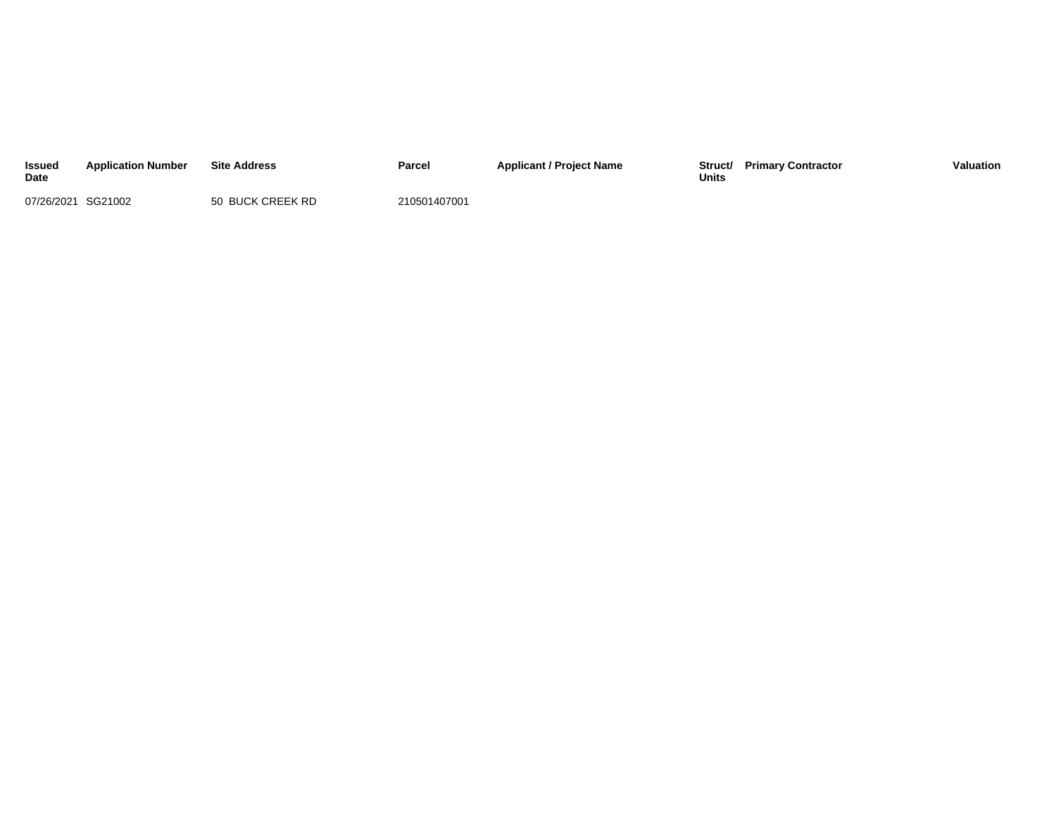| Issued Date | Application Number | Site Address | Parcel | Applicant / Project Name | Struct/ Units | Primary Contractor | Valuation |
|---|---|---|---|---|---|---|---|
| 07/26/2021 | SG21002 | 50 BUCK CREEK RD | 210501407001 | | | | |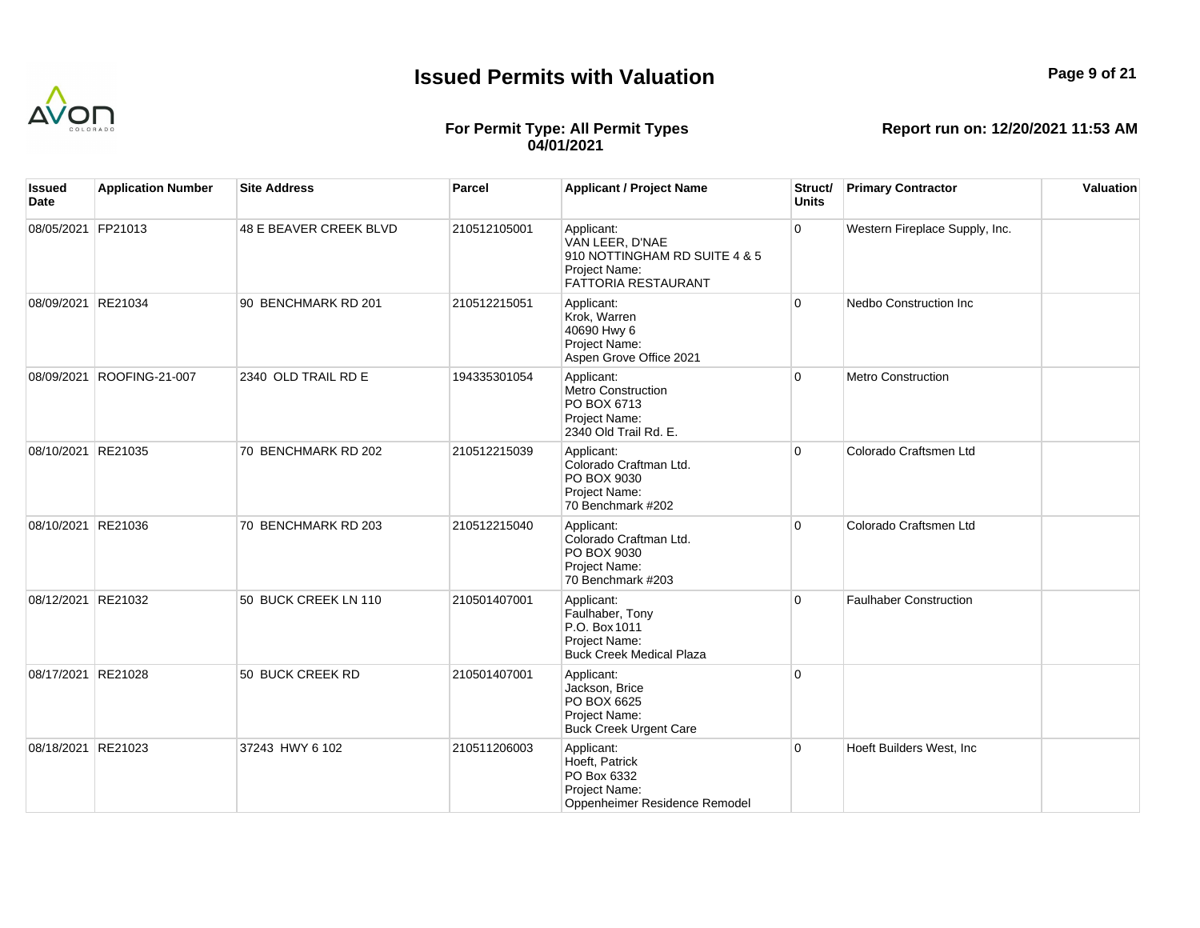# Issued Permits with Valuation

**For Permit Type: All Permit Types**
**04/01/2021**

**Report run on: 12/20/2021 11:53 AM**

| Issued Date | Application Number | Site Address | Parcel | Applicant / Project Name | Struct/ Units | Primary Contractor | Valuation |
|---|---|---|---|---|---|---|---|
| 08/05/2021 | FP21013 | 48 E BEAVER CREEK BLVD | 210512105001 | Applicant:<br>VAN LEER, D'NAE<br>910 NOTTINGHAM RD SUITE 4 & 5<br>Project Name:<br>FATTORIA RESTAURANT | 0 | Western Fireplace Supply, Inc. | |
| 08/09/2021 | RE21034 | 90 BENCHMARK RD 201 | 210512215051 | Applicant:<br>Krok, Warren<br>40690 Hwy 6<br>Project Name:<br>Aspen Grove Office 2021 | 0 | Nedbo Construction Inc | |
| 08/09/2021 | ROOFING-21-007 | 2340 OLD TRAIL RD E | 194335301054 | Applicant:<br>Metro Construction<br>PO BOX 6713<br>Project Name:<br>2340 Old Trail Rd. E. | 0 | Metro Construction | |
| 08/10/2021 | RE21035 | 70 BENCHMARK RD 202 | 210512215039 | Applicant:<br>Colorado Craftman Ltd.<br>PO BOX 9030<br>Project Name:<br>70 Benchmark #202 | 0 | Colorado Craftsmen Ltd | |
| 08/10/2021 | RE21036 | 70 BENCHMARK RD 203 | 210512215040 | Applicant:<br>Colorado Craftman Ltd.<br>PO BOX 9030<br>Project Name:<br>70 Benchmark #203 | 0 | Colorado Craftsmen Ltd | |
| 08/12/2021 | RE21032 | 50 BUCK CREEK LN 110 | 210501407001 | Applicant:<br>Faulhaber, Tony<br>P.O. Box 1011<br>Project Name:<br>Buck Creek Medical Plaza | 0 | Faulhaber Construction | |
| 08/17/2021 | RE21028 | 50 BUCK CREEK RD | 210501407001 | Applicant:<br>Jackson, Brice<br>PO BOX 6625<br>Project Name:<br>Buck Creek Urgent Care | 0 | | |
| 08/18/2021 | RE21023 | 37243 HWY 6 102 | 210511206003 | Applicant:<br>Hoeft, Patrick<br>PO Box 6332<br>Project Name:<br>Oppenheimer Residence Remodel | 0 | Hoeft Builders West, Inc | |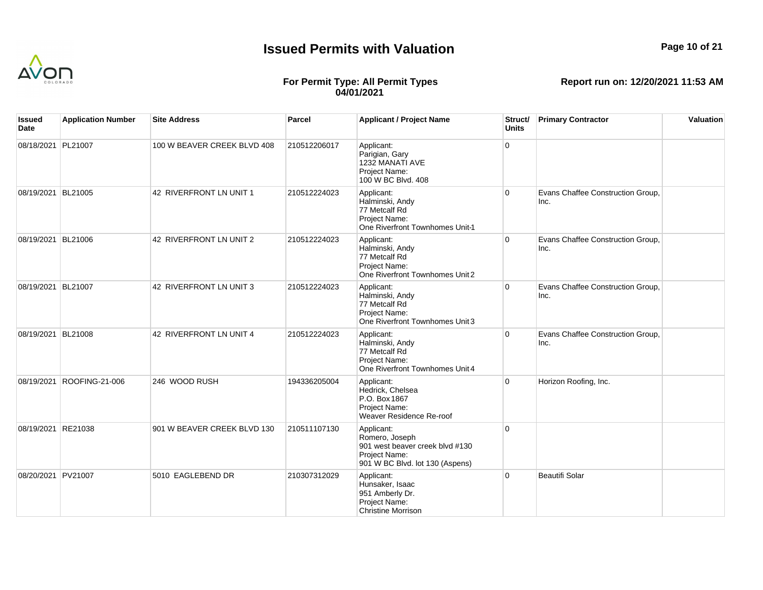# Issued Permits with Valuation

**For Permit Type: All Permit Types**
**04/01/2021**

**Report run on: 12/20/2021 11:53 AM**

| Issued Date | Application Number | Site Address | Parcel | Applicant / Project Name | Struct/ Units | Primary Contractor | Valuation |
|---|---|---|---|---|---|---|---|
| 08/18/2021 | PL21007 | 100 W BEAVER CREEK BLVD 408 | 210512206017 | Applicant: Parigian, Gary 1232 MANATI AVE Project Name: 100 W BC Blvd. 408 | 0 | | |
| 08/19/2021 | BL21005 | 42 RIVERFRONT LN UNIT 1 | 210512224023 | Applicant: Halminski, Andy 77 Metcalf Rd Project Name: One Riverfront Townhomes Unit-1 | 0 | Evans Chaffee Construction Group, Inc. | |
| 08/19/2021 | BL21006 | 42 RIVERFRONT LN UNIT 2 | 210512224023 | Applicant: Halminski, Andy 77 Metcalf Rd Project Name: One Riverfront Townhomes Unit 2 | 0 | Evans Chaffee Construction Group, Inc. | |
| 08/19/2021 | BL21007 | 42 RIVERFRONT LN UNIT 3 | 210512224023 | Applicant: Halminski, Andy 77 Metcalf Rd Project Name: One Riverfront Townhomes Unit 3 | 0 | Evans Chaffee Construction Group, Inc. | |
| 08/19/2021 | BL21008 | 42 RIVERFRONT LN UNIT 4 | 210512224023 | Applicant: Halminski, Andy 77 Metcalf Rd Project Name: One Riverfront Townhomes Unit 4 | 0 | Evans Chaffee Construction Group, Inc. | |
| 08/19/2021 | ROOFING-21-006 | 246 WOOD RUSH | 194336205004 | Applicant: Hedrick, Chelsea P.O. Box 1867 Project Name: Weaver Residence Re-roof | 0 | Horizon Roofing, Inc. | |
| 08/19/2021 | RE21038 | 901 W BEAVER CREEK BLVD 130 | 210511107130 | Applicant: Romero, Joseph 901 west beaver creek blvd #130 Project Name: 901 W BC Blvd. lot 130 (Aspens) | 0 | | |
| 08/20/2021 | PV21007 | 5010 EAGLEBEND DR | 210307312029 | Applicant: Hunsaker, Isaac 951 Amberly Dr. Project Name: Christine Morrison | 0 | Beautifi Solar | |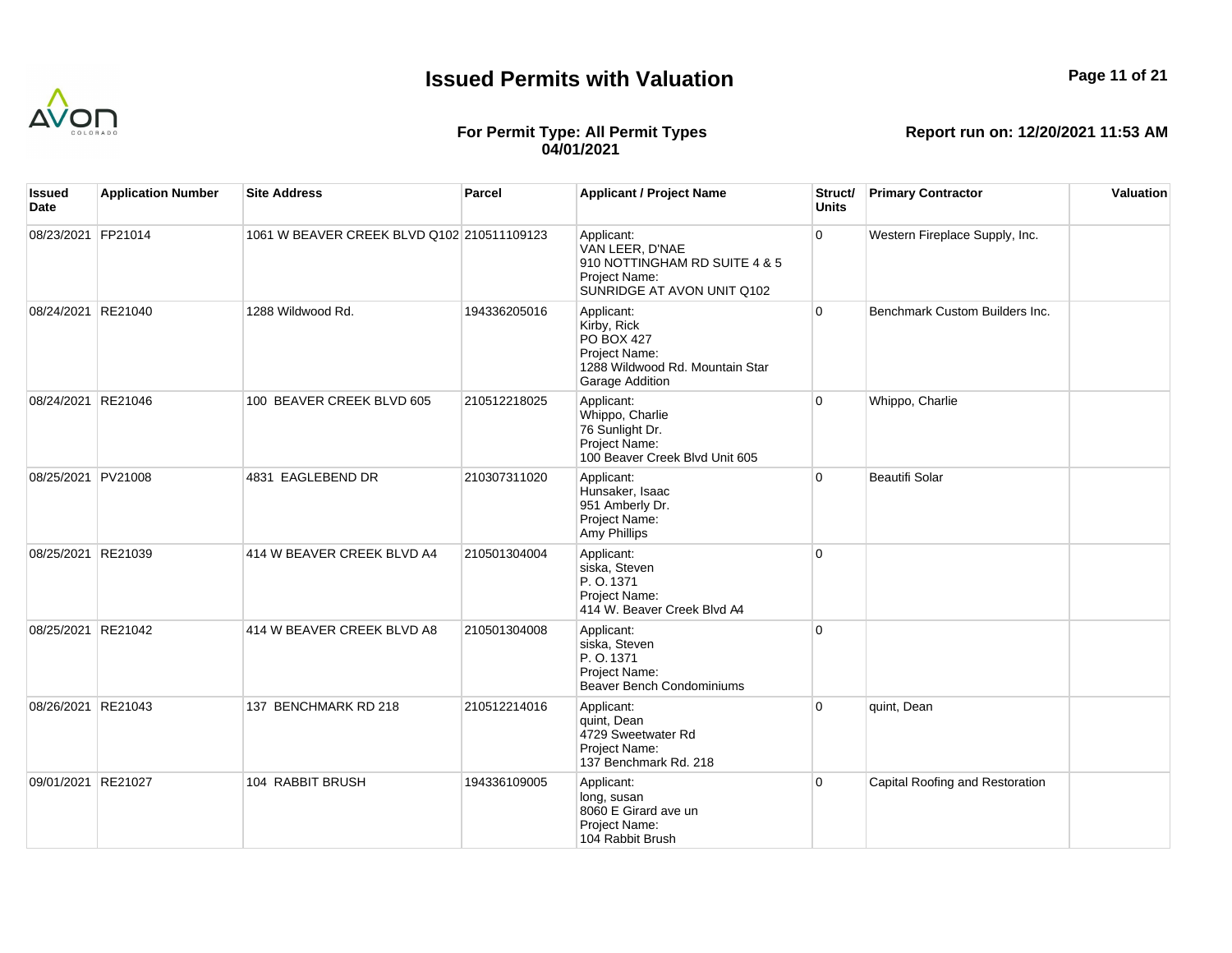# Issued Permits with Valuation

**For Permit Type: All Permit Types**
**04/01/2021**

**Report run on: 12/20/2021 11:53 AM**

| Issued Date | Application Number | Site Address | Parcel | Applicant / Project Name | Struct/ Units | Primary Contractor | Valuation |
|---|---|---|---|---|---|---|---|
| 08/23/2021 | FP21014 | 1061 W BEAVER CREEK BLVD Q102 | 210511109123 | Applicant:<br>VAN LEER, D'NAE<br>910 NOTTINGHAM RD SUITE 4 & 5<br>Project Name:<br>SUNRIDGE AT AVON UNIT Q102 | 0 | Western Fireplace Supply, Inc. | |
| 08/24/2021 | RE21040 | 1288 Wildwood Rd. | 194336205016 | Applicant:<br>Kirby, Rick<br>PO BOX 427<br>Project Name:<br>1288 Wildwood Rd. Mountain Star Garage Addition | 0 | Benchmark Custom Builders Inc. | |
| 08/24/2021 | RE21046 | 100 BEAVER CREEK BLVD 605 | 210512218025 | Applicant:<br>Whippo, Charlie<br>76 Sunlight Dr.<br>Project Name:<br>100 Beaver Creek Blvd Unit 605 | 0 | Whippo, Charlie | |
| 08/25/2021 | PV21008 | 4831 EAGLEBEND DR | 210307311020 | Applicant:<br>Hunsaker, Isaac<br>951 Amberly Dr.<br>Project Name:<br>Amy Phillips | 0 | Beautifi Solar | |
| 08/25/2021 | RE21039 | 414 W BEAVER CREEK BLVD A4 | 210501304004 | Applicant:<br>siska, Steven<br>P. O. 1371<br>Project Name:<br>414 W. Beaver Creek Blvd A4 | 0 | | |
| 08/25/2021 | RE21042 | 414 W BEAVER CREEK BLVD A8 | 210501304008 | Applicant:<br>siska, Steven<br>P. O. 1371<br>Project Name:<br>Beaver Bench Condominiums | 0 | | |
| 08/26/2021 | RE21043 | 137 BENCHMARK RD 218 | 210512214016 | Applicant:<br>quint, Dean<br>4729 Sweetwater Rd<br>Project Name:<br>137 Benchmark Rd. 218 | 0 | quint, Dean | |
| 09/01/2021 | RE21027 | 104 RABBIT BRUSH | 194336109005 | Applicant:<br>long, susan<br>8060 E Girard ave un<br>Project Name:<br>104 Rabbit Brush | 0 | Capital Roofing and Restoration | |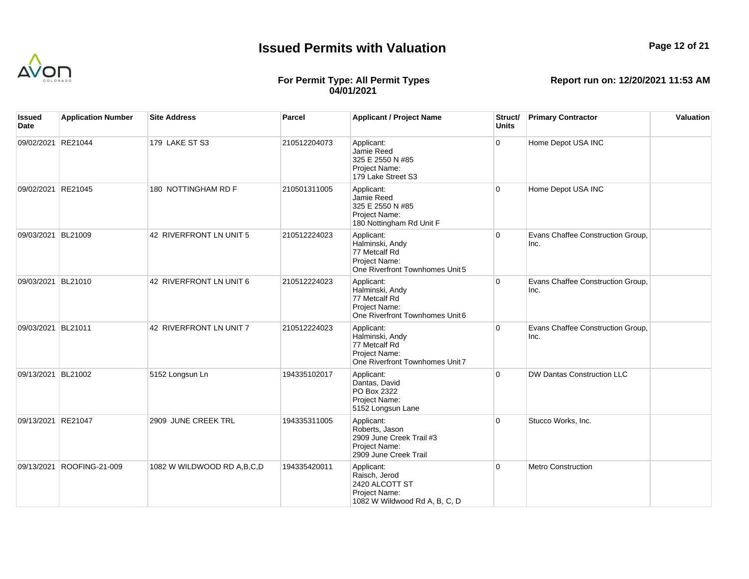# Issued Permits with Valuation

**For Permit Type: All Permit Types**
**04/01/2021**

**Report run on: 12/20/2021 11:53 AM**

| Issued Date | Application Number | Site Address | Parcel | Applicant / Project Name | Struct/ Units | Primary Contractor | Valuation |
|---|---|---|---|---|---|---|---|
| 09/02/2021 | RE21044 | 179 LAKE ST S3 | 210512204073 | Applicant: Jamie Reed 325 E 2550 N #85 Project Name: 179 Lake Street S3 | 0 | Home Depot USA INC | |
| 09/02/2021 | RE21045 | 180 NOTTINGHAM RD F | 210501311005 | Applicant: Jamie Reed 325 E 2550 N #85 Project Name: 180 Nottingham Rd Unit F | 0 | Home Depot USA INC | |
| 09/03/2021 | BL21009 | 42 RIVERFRONT LN UNIT 5 | 210512224023 | Applicant: Halminski, Andy 77 Metcalf Rd Project Name: One Riverfront Townhomes Unit 5 | 0 | Evans Chaffee Construction Group, Inc. | |
| 09/03/2021 | BL21010 | 42 RIVERFRONT LN UNIT 6 | 210512224023 | Applicant: Halminski, Andy 77 Metcalf Rd Project Name: One Riverfront Townhomes Unit 6 | 0 | Evans Chaffee Construction Group, Inc. | |
| 09/03/2021 | BL21011 | 42 RIVERFRONT LN UNIT 7 | 210512224023 | Applicant: Halminski, Andy 77 Metcalf Rd Project Name: One Riverfront Townhomes Unit 7 | 0 | Evans Chaffee Construction Group, Inc. | |
| 09/13/2021 | BL21002 | 5152 Longsun Ln | 194335102017 | Applicant: Dantas, David PO Box 2322 Project Name: 5152 Longsun Lane | 0 | DW Dantas Construction LLC | |
| 09/13/2021 | RE21047 | 2909 JUNE CREEK TRL | 194335311005 | Applicant: Roberts, Jason 2909 June Creek Trail #3 Project Name: 2909 June Creek Trail | 0 | Stucco Works, Inc. | |
| 09/13/2021 | ROOFING-21-009 | 1082 W WILDWOOD RD A,B,C,D | 194335420011 | Applicant: Raisch, Jerod 2420 ALCOTT ST Project Name: 1082 W Wildwood Rd A, B, C, D | 0 | Metro Construction | |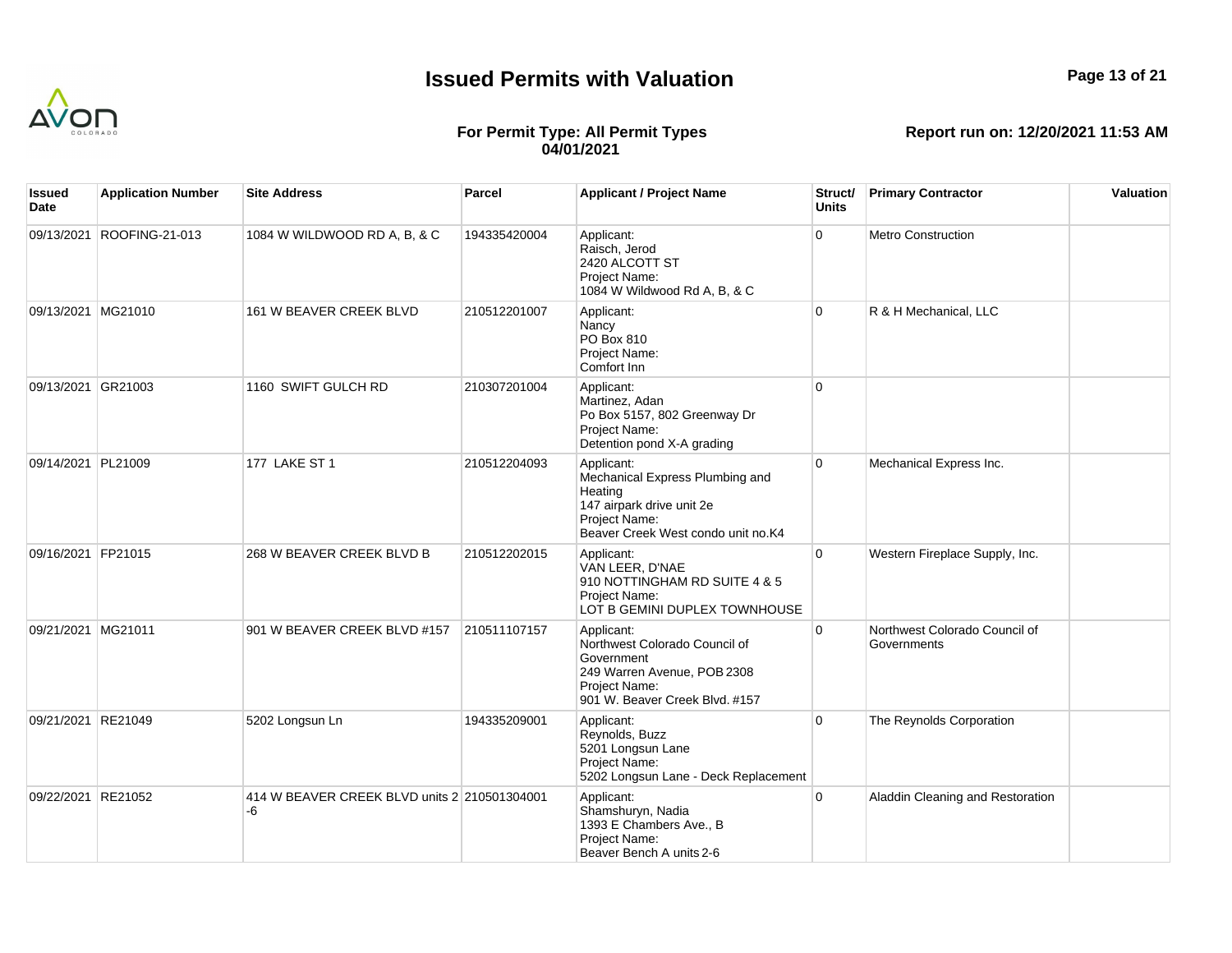# Issued Permits with Valuation

**For Permit Type: All Permit Types**
**04/01/2021**

**Report run on: 12/20/2021 11:53 AM**

| Issued Date | Application Number | Site Address | Parcel | Applicant / Project Name | Struct/ Units | Primary Contractor | Valuation |
|---|---|---|---|---|---|---|---|
| 09/13/2021 | ROOFING-21-013 | 1084 W WILDWOOD RD A, B, & C | 194335420004 | Applicant: Raisch, Jerod 2420 ALCOTT ST Project Name: 1084 W Wildwood Rd A, B, & C | 0 | Metro Construction | |
| 09/13/2021 | MG21010 | 161 W BEAVER CREEK BLVD | 210512201007 | Applicant: Nancy PO Box 810 Project Name: Comfort Inn | 0 | R & H Mechanical, LLC | |
| 09/13/2021 | GR21003 | 1160 SWIFT GULCH RD | 210307201004 | Applicant: Martinez, Adan Po Box 5157, 802 Greenway Dr Project Name: Detention pond X-A grading | 0 | | |
| 09/14/2021 | PL21009 | 177 LAKE ST 1 | 210512204093 | Applicant: Mechanical Express Plumbing and Heating 147 airpark drive unit 2e Project Name: Beaver Creek West condo unit no.K4 | 0 | Mechanical Express Inc. | |
| 09/16/2021 | FP21015 | 268 W BEAVER CREEK BLVD B | 210512202015 | Applicant: VAN LEER, D'NAE 910 NOTTINGHAM RD SUITE 4 & 5 Project Name: LOT B GEMINI DUPLEX TOWNHOUSE | 0 | Western Fireplace Supply, Inc. | |
| 09/21/2021 | MG21011 | 901 W BEAVER CREEK BLVD #157 | 210511107157 | Applicant: Northwest Colorado Council of Government 249 Warren Avenue, POB 2308 Project Name: 901 W. Beaver Creek Blvd. #157 | 0 | Northwest Colorado Council of Governments | |
| 09/21/2021 | RE21049 | 5202 Longsun Ln | 194335209001 | Applicant: Reynolds, Buzz 5201 Longsun Lane Project Name: 5202 Longsun Lane - Deck Replacement | 0 | The Reynolds Corporation | |
| 09/22/2021 | RE21052 | 414 W BEAVER CREEK BLVD units 2 -6 | 210501304001 | Applicant: Shamshuryn, Nadia 1393 E Chambers Ave., B Project Name: Beaver Bench A units 2-6 | 0 | Aladdin Cleaning and Restoration | |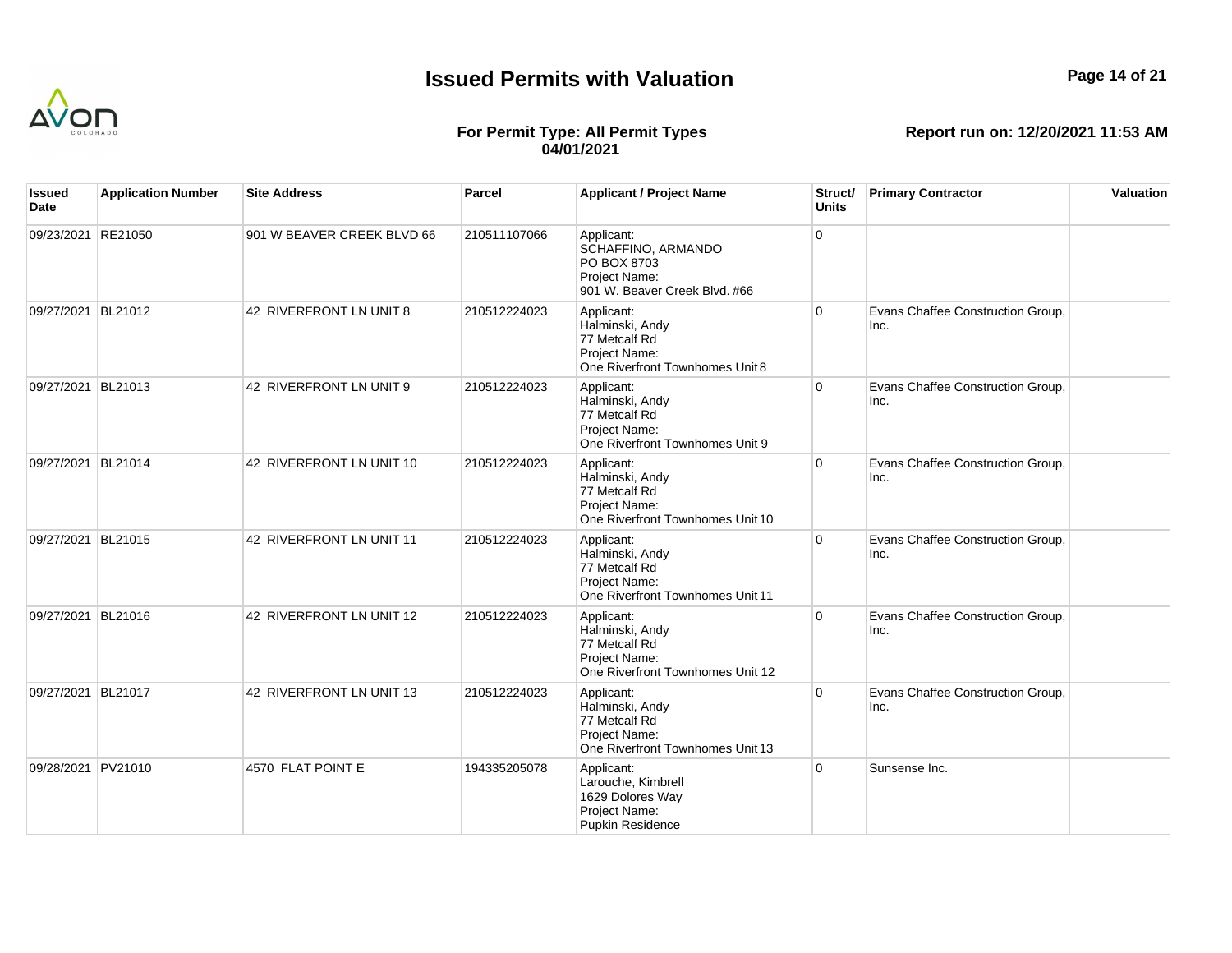# Issued Permits with Valuation

**For Permit Type: All Permit Types**
**04/01/2021**

**Report run on: 12/20/2021 11:53 AM**

| Issued Date | Application Number | Site Address | Parcel | Applicant / Project Name | Struct/ Units | Primary Contractor | Valuation |
|---|---|---|---|---|---|---|---|
| 09/23/2021 | RE21050 | 901 W BEAVER CREEK BLVD 66 | 210511107066 | Applicant: SCHAFFINO, ARMANDO PO BOX 8703 Project Name: 901 W. Beaver Creek Blvd. #66 | 0 | | |
| 09/27/2021 | BL21012 | 42 RIVERFRONT LN UNIT 8 | 210512224023 | Applicant: Halminski, Andy 77 Metcalf Rd Project Name: One Riverfront Townhomes Unit 8 | 0 | Evans Chaffee Construction Group, Inc. | |
| 09/27/2021 | BL21013 | 42 RIVERFRONT LN UNIT 9 | 210512224023 | Applicant: Halminski, Andy 77 Metcalf Rd Project Name: One Riverfront Townhomes Unit 9 | 0 | Evans Chaffee Construction Group, Inc. | |
| 09/27/2021 | BL21014 | 42 RIVERFRONT LN UNIT 10 | 210512224023 | Applicant: Halminski, Andy 77 Metcalf Rd Project Name: One Riverfront Townhomes Unit 10 | 0 | Evans Chaffee Construction Group, Inc. | |
| 09/27/2021 | BL21015 | 42 RIVERFRONT LN UNIT 11 | 210512224023 | Applicant: Halminski, Andy 77 Metcalf Rd Project Name: One Riverfront Townhomes Unit 11 | 0 | Evans Chaffee Construction Group, Inc. | |
| 09/27/2021 | BL21016 | 42 RIVERFRONT LN UNIT 12 | 210512224023 | Applicant: Halminski, Andy 77 Metcalf Rd Project Name: One Riverfront Townhomes Unit 12 | 0 | Evans Chaffee Construction Group, Inc. | |
| 09/27/2021 | BL21017 | 42 RIVERFRONT LN UNIT 13 | 210512224023 | Applicant: Halminski, Andy 77 Metcalf Rd Project Name: One Riverfront Townhomes Unit 13 | 0 | Evans Chaffee Construction Group, Inc. | |
| 09/28/2021 | PV21010 | 4570 FLAT POINT E | 194335205078 | Applicant: Larouche, Kimbrell 1629 Dolores Way Project Name: Pupkin Residence | 0 | Sunsense Inc. | |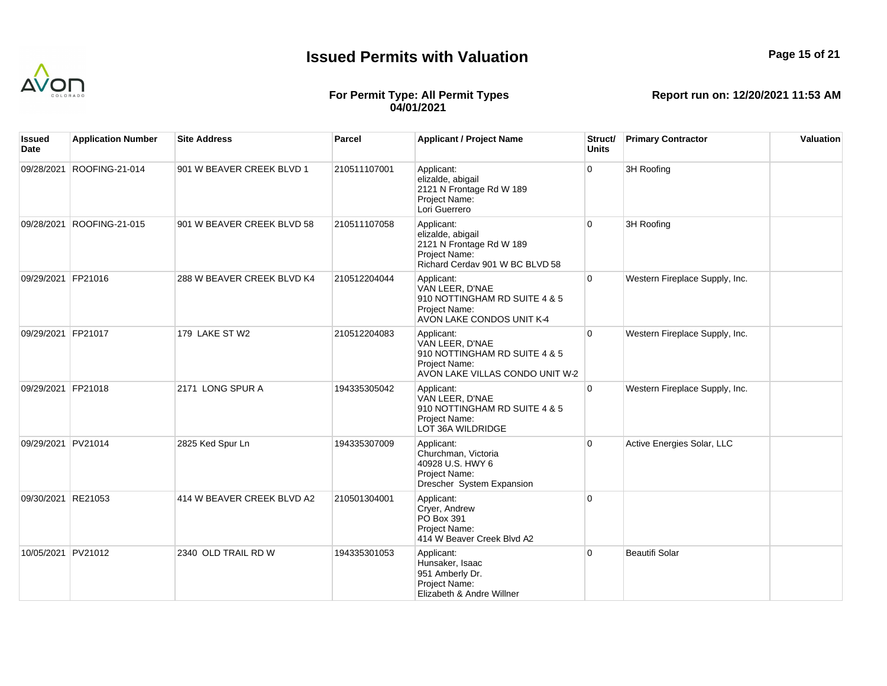# Issued Permits with Valuation

**For Permit Type: All Permit Types**
**04/01/2021**

**Report run on: 12/20/2021 11:53 AM**

| Issued Date | Application Number | Site Address | Parcel | Applicant / Project Name | Struct/ Units | Primary Contractor | Valuation |
|---|---|---|---|---|---|---|---|
| 09/28/2021 | ROOFING-21-014 | 901 W BEAVER CREEK BLVD 1 | 210511107001 | Applicant: elizalde, abigail 2121 N Frontage Rd W 189 Project Name: Lori Guerrero | 0 | 3H Roofing | |
| 09/28/2021 | ROOFING-21-015 | 901 W BEAVER CREEK BLVD 58 | 210511107058 | Applicant: elizalde, abigail 2121 N Frontage Rd W 189 Project Name: Richard Cerdav 901 W BC BLVD 58 | 0 | 3H Roofing | |
| 09/29/2021 | FP21016 | 288 W BEAVER CREEK BLVD K4 | 210512204044 | Applicant: VAN LEER, D'NAE 910 NOTTINGHAM RD SUITE 4 & 5 Project Name: AVON LAKE CONDOS UNIT K-4 | 0 | Western Fireplace Supply, Inc. | |
| 09/29/2021 | FP21017 | 179 LAKE ST W2 | 210512204083 | Applicant: VAN LEER, D'NAE 910 NOTTINGHAM RD SUITE 4 & 5 Project Name: AVON LAKE VILLAS CONDO UNIT W-2 | 0 | Western Fireplace Supply, Inc. | |
| 09/29/2021 | FP21018 | 2171 LONG SPUR A | 194335305042 | Applicant: VAN LEER, D'NAE 910 NOTTINGHAM RD SUITE 4 & 5 Project Name: LOT 36A WILDRIDGE | 0 | Western Fireplace Supply, Inc. | |
| 09/29/2021 | PV21014 | 2825 Ked Spur Ln | 194335307009 | Applicant: Churchman, Victoria 40928 U.S. HWY 6 Project Name: Drescher System Expansion | 0 | Active Energies Solar, LLC | |
| 09/30/2021 | RE21053 | 414 W BEAVER CREEK BLVD A2 | 210501304001 | Applicant: Cryer, Andrew PO Box 391 Project Name: 414 W Beaver Creek Blvd A2 | 0 | | |
| 10/05/2021 | PV21012 | 2340 OLD TRAIL RD W | 194335301053 | Applicant: Hunsaker, Isaac 951 Amberly Dr. Project Name: Elizabeth & Andre Willner | 0 | Beautifi Solar | |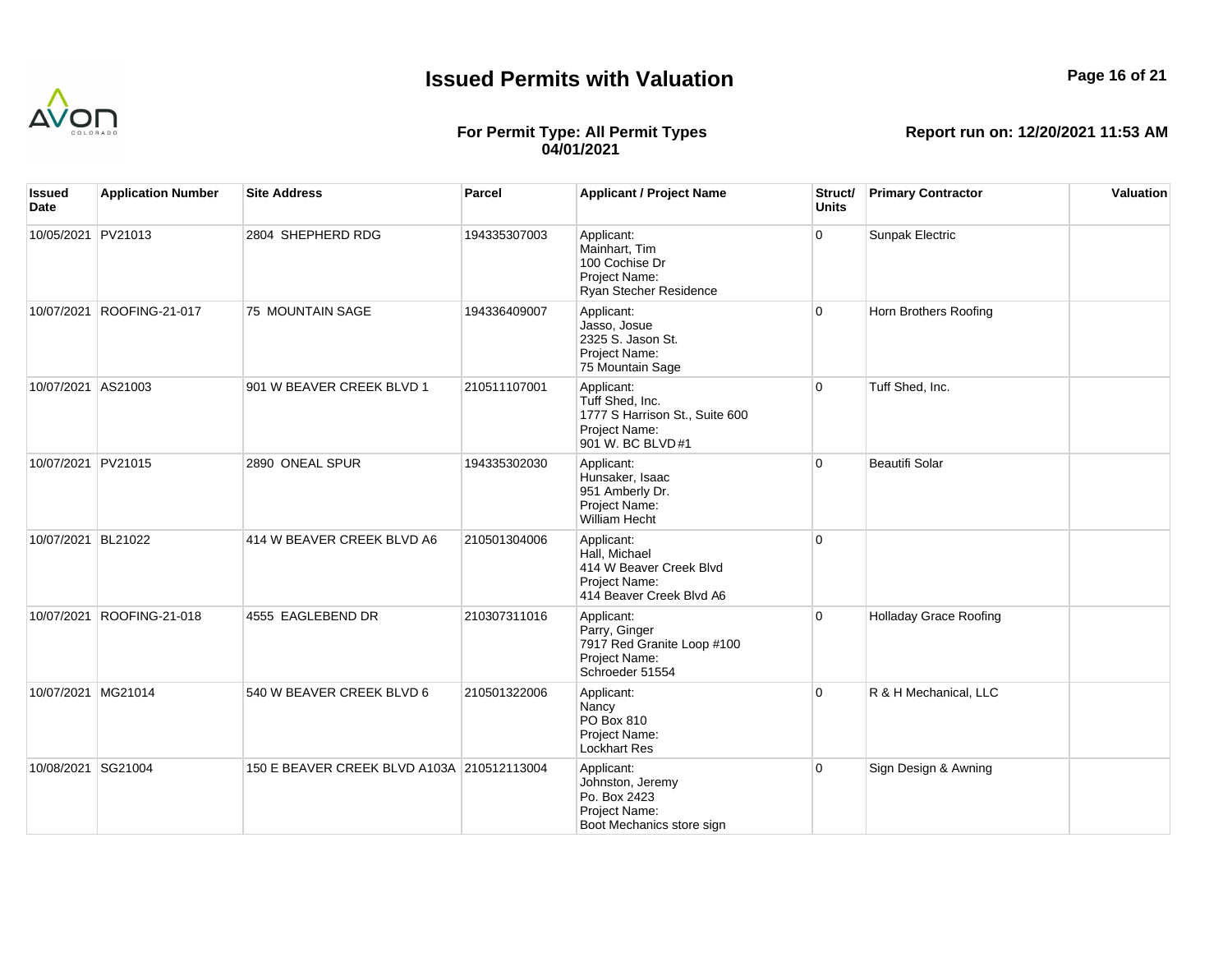# Issued Permits with Valuation

**For Permit Type: All Permit Types**
**04/01/2021**

**Report run on: 12/20/2021 11:53 AM**

| Issued Date | Application Number | Site Address | Parcel | Applicant / Project Name | Struct/ Units | Primary Contractor | Valuation |
|---|---|---|---|---|---|---|---|
| 10/05/2021 | PV21013 | 2804 SHEPHERD RDG | 194335307003 | Applicant: Mainhart, Tim 100 Cochise Dr Project Name: Ryan Stecher Residence | 0 | Sunpak Electric | |
| 10/07/2021 | ROOFING-21-017 | 75 MOUNTAIN SAGE | 194336409007 | Applicant: Jasso, Josue 2325 S. Jason St. Project Name: 75 Mountain Sage | 0 | Horn Brothers Roofing | |
| 10/07/2021 | AS21003 | 901 W BEAVER CREEK BLVD 1 | 210511107001 | Applicant: Tuff Shed, Inc. 1777 S Harrison St., Suite 600 Project Name: 901 W. BC BLVD #1 | 0 | Tuff Shed, Inc. | |
| 10/07/2021 | PV21015 | 2890 ONEAL SPUR | 194335302030 | Applicant: Hunsaker, Isaac 951 Amberly Dr. Project Name: William Hecht | 0 | Beautifi Solar | |
| 10/07/2021 | BL21022 | 414 W BEAVER CREEK BLVD A6 | 210501304006 | Applicant: Hall, Michael 414 W Beaver Creek Blvd Project Name: 414 Beaver Creek Blvd A6 | 0 | | |
| 10/07/2021 | ROOFING-21-018 | 4555 EAGLEBEND DR | 210307311016 | Applicant: Parry, Ginger 7917 Red Granite Loop #100 Project Name: Schroeder 51554 | 0 | Holladay Grace Roofing | |
| 10/07/2021 | MG21014 | 540 W BEAVER CREEK BLVD 6 | 210501322006 | Applicant: Nancy PO Box 810 Project Name: Lockhart Res | 0 | R & H Mechanical, LLC | |
| 10/08/2021 | SG21004 | 150 E BEAVER CREEK BLVD A103A | 210512113004 | Applicant: Johnston, Jeremy Po. Box 2423 Project Name: Boot Mechanics store sign | 0 | Sign Design & Awning | |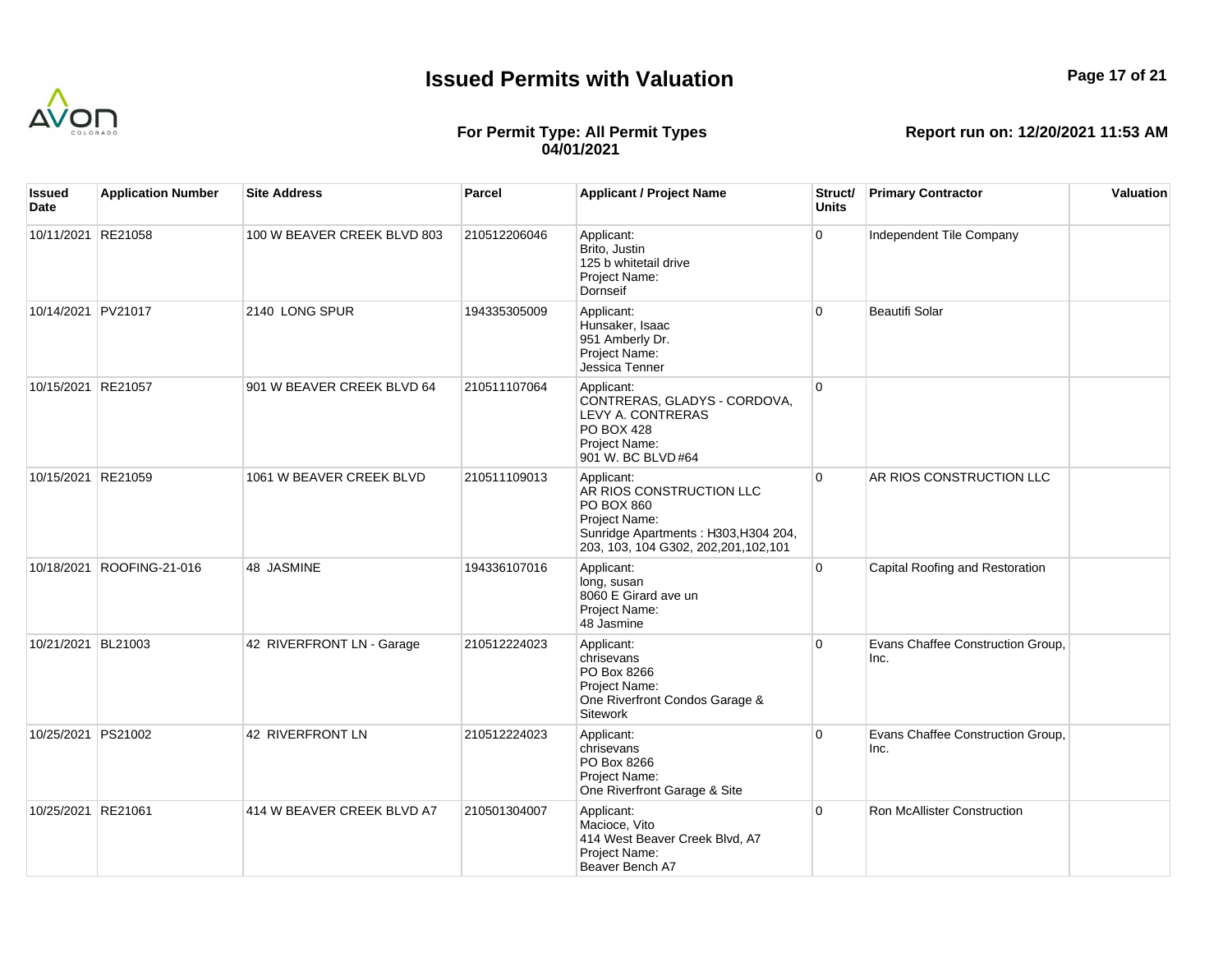# Issued Permits with Valuation

**For Permit Type: All Permit Types**
**04/01/2021**

**Report run on: 12/20/2021 11:53 AM**

| Issued Date | Application Number | Site Address | Parcel | Applicant / Project Name | Struct/ Units | Primary Contractor | Valuation |
|---|---|---|---|---|---|---|---|
| 10/11/2021 | RE21058 | 100 W BEAVER CREEK BLVD 803 | 210512206046 | Applicant: Brito, Justin 125 b whitetail drive Project Name: Dornseif | 0 | Independent Tile Company | |
| 10/14/2021 | PV21017 | 2140 LONG SPUR | 194335305009 | Applicant: Hunsaker, Isaac 951 Amberly Dr. Project Name: Jessica Tenner | 0 | Beautifi Solar | |
| 10/15/2021 | RE21057 | 901 W BEAVER CREEK BLVD 64 | 210511107064 | Applicant: CONTRERAS, GLADYS - CORDOVA, LEVY A. CONTRERAS PO BOX 428 Project Name: 901 W. BC BLVD #64 | 0 | | |
| 10/15/2021 | RE21059 | 1061 W BEAVER CREEK BLVD | 210511109013 | Applicant: AR RIOS CONSTRUCTION LLC PO BOX 860 Project Name: Sunridge Apartments : H303,H304 204, 203, 103, 104 G302, 202,201,102,101 | 0 | AR RIOS CONSTRUCTION LLC | |
| 10/18/2021 | ROOFING-21-016 | 48 JASMINE | 194336107016 | Applicant: long, susan 8060 E Girard ave un Project Name: 48 Jasmine | 0 | Capital Roofing and Restoration | |
| 10/21/2021 | BL21003 | 42 RIVERFRONT LN - Garage | 210512224023 | Applicant: chrisevans PO Box 8266 Project Name: One Riverfront Condos Garage & Sitework | 0 | Evans Chaffee Construction Group, Inc. | |
| 10/25/2021 | PS21002 | 42 RIVERFRONT LN | 210512224023 | Applicant: chrisevans PO Box 8266 Project Name: One Riverfront Garage & Site | 0 | Evans Chaffee Construction Group, Inc. | |
| 10/25/2021 | RE21061 | 414 W BEAVER CREEK BLVD A7 | 210501304007 | Applicant: Macioce, Vito 414 West Beaver Creek Blvd, A7 Project Name: Beaver Bench A7 | 0 | Ron McAllister Construction | |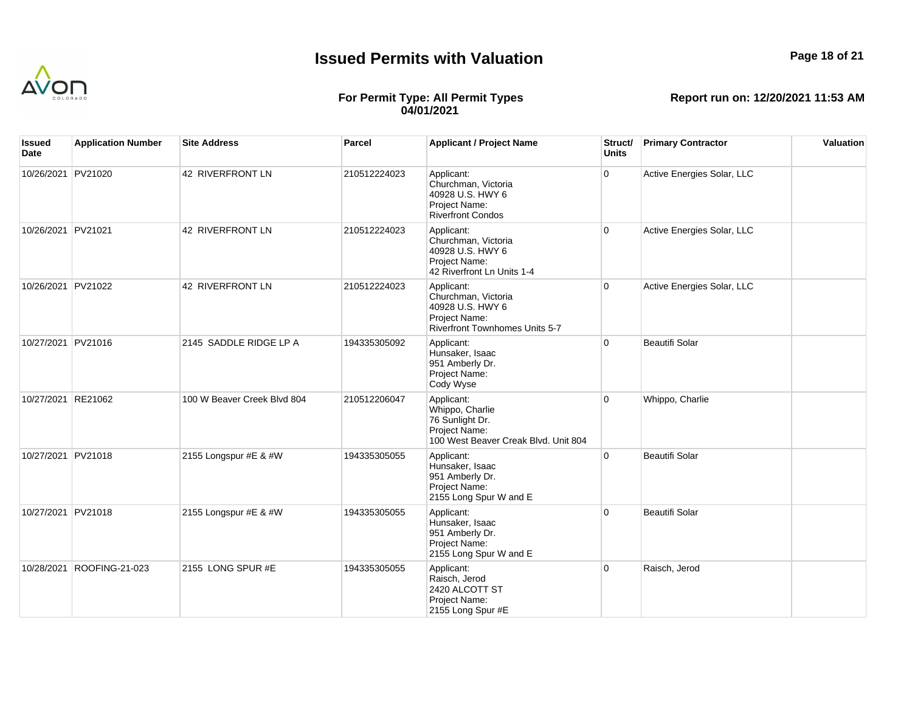# Issued Permits with Valuation

**For Permit Type: All Permit Types**
**04/01/2021**

**Report run on: 12/20/2021 11:53 AM**

| Issued Date | Application Number | Site Address | Parcel | Applicant / Project Name | Struct/ Units | Primary Contractor | Valuation |
|---|---|---|---|---|---|---|---|
| 10/26/2021 | PV21020 | 42 RIVERFRONT LN | 210512224023 | Applicant: Churchman, Victoria 40928 U.S. HWY 6 Project Name: Riverfront Condos | 0 | Active Energies Solar, LLC | |
| 10/26/2021 | PV21021 | 42 RIVERFRONT LN | 210512224023 | Applicant: Churchman, Victoria 40928 U.S. HWY 6 Project Name: 42 Riverfront Ln Units 1-4 | 0 | Active Energies Solar, LLC | |
| 10/26/2021 | PV21022 | 42 RIVERFRONT LN | 210512224023 | Applicant: Churchman, Victoria 40928 U.S. HWY 6 Project Name: Riverfront Townhomes Units 5-7 | 0 | Active Energies Solar, LLC | |
| 10/27/2021 | PV21016 | 2145 SADDLE RIDGE LP A | 194335305092 | Applicant: Hunsaker, Isaac 951 Amberly Dr. Project Name: Cody Wyse | 0 | Beautifi Solar | |
| 10/27/2021 | RE21062 | 100 W Beaver Creek Blvd 804 | 210512206047 | Applicant: Whippo, Charlie 76 Sunlight Dr. Project Name: 100 West Beaver Creak Blvd. Unit 804 | 0 | Whippo, Charlie | |
| 10/27/2021 | PV21018 | 2155 Longspur #E & #W | 194335305055 | Applicant: Hunsaker, Isaac 951 Amberly Dr. Project Name: 2155 Long Spur W and E | 0 | Beautifi Solar | |
| 10/27/2021 | PV21018 | 2155 Longspur #E & #W | 194335305055 | Applicant: Hunsaker, Isaac 951 Amberly Dr. Project Name: 2155 Long Spur W and E | 0 | Beautifi Solar | |
| 10/28/2021 | ROOFING-21-023 | 2155 LONG SPUR #E | 194335305055 | Applicant: Raisch, Jerod 2420 ALCOTT ST Project Name: 2155 Long Spur #E | 0 | Raisch, Jerod | |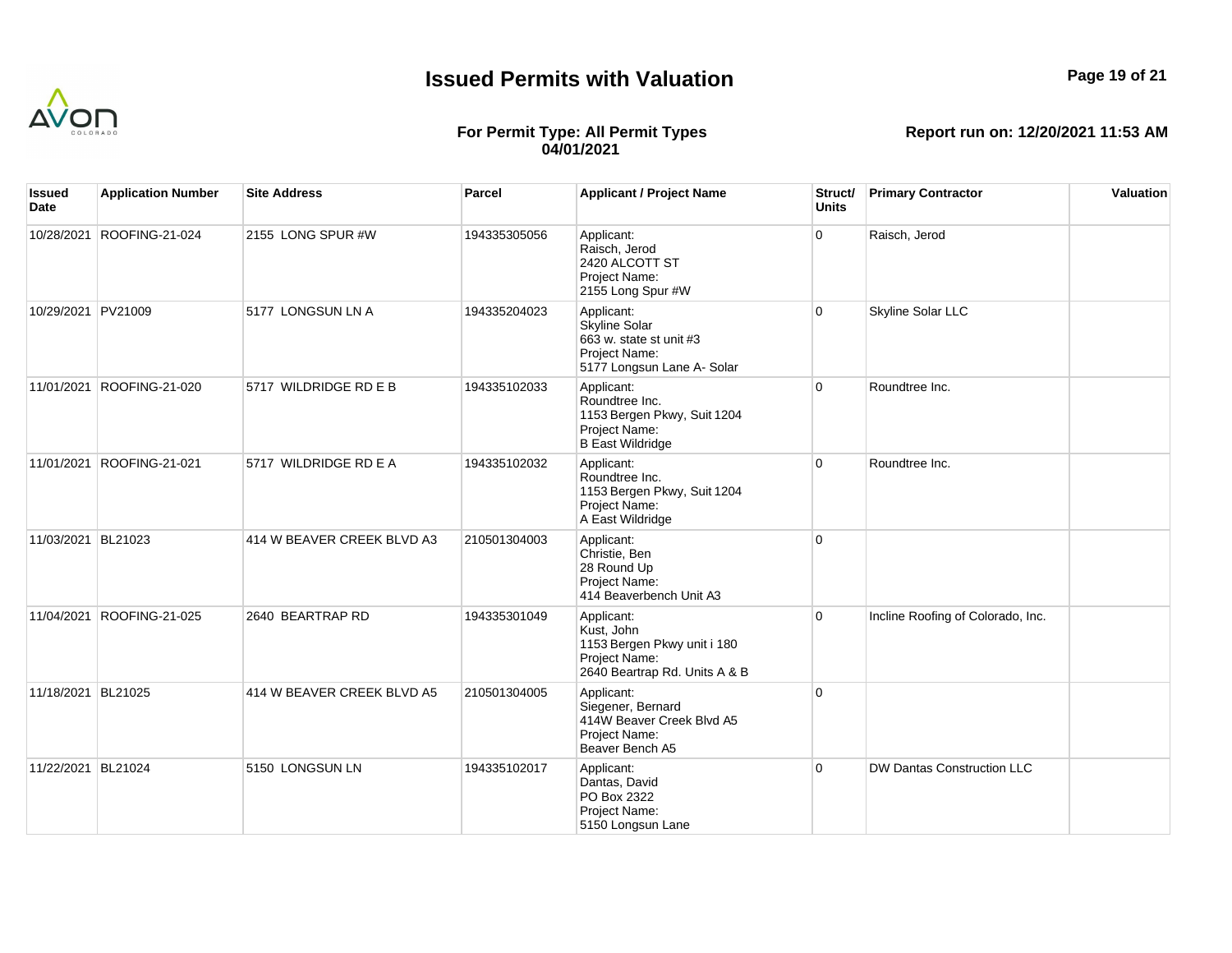# Issued Permits with Valuation

**For Permit Type: All Permit Types**
**04/01/2021**

**Report run on: 12/20/2021 11:53 AM**

| Issued Date | Application Number | Site Address | Parcel | Applicant / Project Name | Struct/ Units | Primary Contractor | Valuation |
|---|---|---|---|---|---|---|---|
| 10/28/2021 | ROOFING-21-024 | 2155 LONG SPUR #W | 194335305056 | Applicant: Raisch, Jerod 2420 ALCOTT ST Project Name: 2155 Long Spur #W | 0 | Raisch, Jerod | |
| 10/29/2021 | PV21009 | 5177 LONGSUN LN A | 194335204023 | Applicant: Skyline Solar 663 w. state st unit #3 Project Name: 5177 Longsun Lane A- Solar | 0 | Skyline Solar LLC | |
| 11/01/2021 | ROOFING-21-020 | 5717 WILDRIDGE RD E B | 194335102033 | Applicant: Roundtree Inc. 1153 Bergen Pkwy, Suit 1204 Project Name: B East Wildridge | 0 | Roundtree Inc. | |
| 11/01/2021 | ROOFING-21-021 | 5717 WILDRIDGE RD E A | 194335102032 | Applicant: Roundtree Inc. 1153 Bergen Pkwy, Suit 1204 Project Name: A East Wildridge | 0 | Roundtree Inc. | |
| 11/03/2021 | BL21023 | 414 W BEAVER CREEK BLVD A3 | 210501304003 | Applicant: Christie, Ben 28 Round Up Project Name: 414 Beaverbench Unit A3 | 0 | | |
| 11/04/2021 | ROOFING-21-025 | 2640 BEARTRAP RD | 194335301049 | Applicant: Kust, John 1153 Bergen Pkwy unit i 180 Project Name: 2640 Beartrap Rd. Units A & B | 0 | Incline Roofing of Colorado, Inc. | |
| 11/18/2021 | BL21025 | 414 W BEAVER CREEK BLVD A5 | 210501304005 | Applicant: Siegener, Bernard 414W Beaver Creek Blvd A5 Project Name: Beaver Bench A5 | 0 | | |
| 11/22/2021 | BL21024 | 5150 LONGSUN LN | 194335102017 | Applicant: Dantas, David PO Box 2322 Project Name: 5150 Longsun Lane | 0 | DW Dantas Construction LLC | |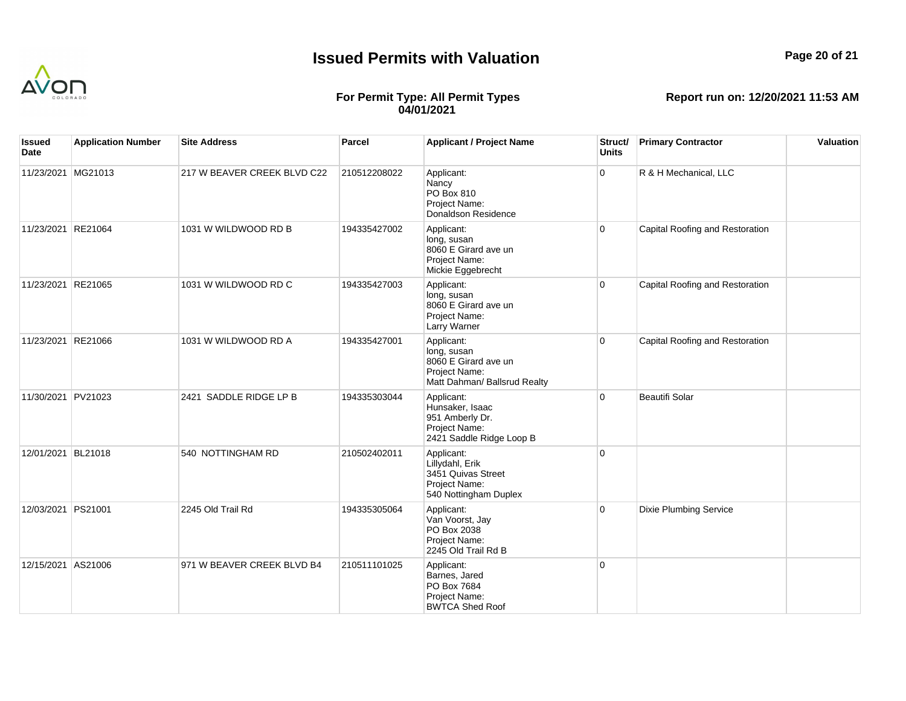# Issued Permits with Valuation

**For Permit Type: All Permit Types**
**04/01/2021**

**Report run on: 12/20/2021 11:53 AM**

| Issued Date | Application Number | Site Address | Parcel | Applicant / Project Name | Struct/ Units | Primary Contractor | Valuation |
|---|---|---|---|---|---|---|---|
| 11/23/2021 | MG21013 | 217 W BEAVER CREEK BLVD C22 | 210512208022 | Applicant: Nancy PO Box 810 Project Name: Donaldson Residence | 0 | R & H Mechanical, LLC | |
| 11/23/2021 | RE21064 | 1031 W WILDWOOD RD B | 194335427002 | Applicant: long, susan 8060 E Girard ave un Project Name: Mickie Eggebrecht | 0 | Capital Roofing and Restoration | |
| 11/23/2021 | RE21065 | 1031 W WILDWOOD RD C | 194335427003 | Applicant: long, susan 8060 E Girard ave un Project Name: Larry Warner | 0 | Capital Roofing and Restoration | |
| 11/23/2021 | RE21066 | 1031 W WILDWOOD RD A | 194335427001 | Applicant: long, susan 8060 E Girard ave un Project Name: Matt Dahman/ Ballsrud Realty | 0 | Capital Roofing and Restoration | |
| 11/30/2021 | PV21023 | 2421 SADDLE RIDGE LP B | 194335303044 | Applicant: Hunsaker, Isaac 951 Amberly Dr. Project Name: 2421 Saddle Ridge Loop B | 0 | Beautifi Solar | |
| 12/01/2021 | BL21018 | 540 NOTTINGHAM RD | 210502402011 | Applicant: Lillydahl, Erik 3451 Quivas Street Project Name: 540 Nottingham Duplex | 0 | | |
| 12/03/2021 | PS21001 | 2245 Old Trail Rd | 194335305064 | Applicant: Van Voorst, Jay PO Box 2038 Project Name: 2245 Old Trail Rd B | 0 | Dixie Plumbing Service | |
| 12/15/2021 | AS21006 | 971 W BEAVER CREEK BLVD B4 | 210511101025 | Applicant: Barnes, Jared PO Box 7684 Project Name: BWTCA Shed Roof | 0 | | |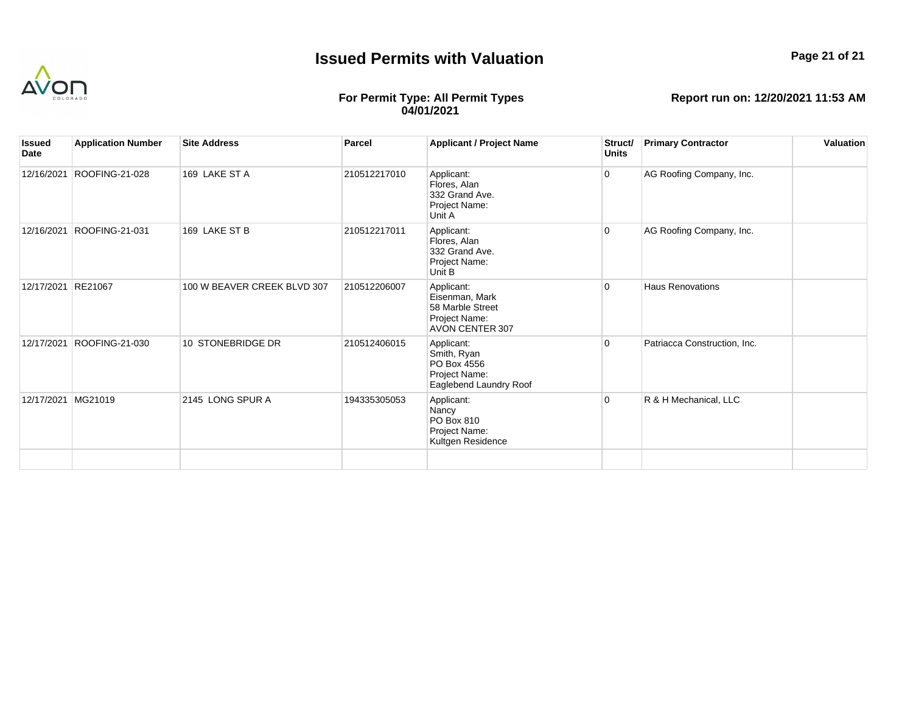# Issued Permits with Valuation

**For Permit Type: All Permit Types**
**04/01/2021**

**Report run on: 12/20/2021 11:53 AM**

| Issued Date | Application Number | Site Address | Parcel | Applicant / Project Name | Struct/ Units | Primary Contractor | Valuation |
|---|---|---|---|---|---|---|---|
| 12/16/2021 | ROOFING-21-028 | 169 LAKE ST A | 210512217010 | Applicant:<br>Flores, Alan<br>332 Grand Ave.<br>Project Name:<br>Unit A | 0 | AG Roofing Company, Inc. | |
| 12/16/2021 | ROOFING-21-031 | 169 LAKE ST B | 210512217011 | Applicant:<br>Flores, Alan<br>332 Grand Ave.<br>Project Name:<br>Unit B | 0 | AG Roofing Company, Inc. | |
| 12/17/2021 | RE21067 | 100 W BEAVER CREEK BLVD 307 | 210512206007 | Applicant:<br>Eisenman, Mark<br>58 Marble Street<br>Project Name:<br>AVON CENTER 307 | 0 | Haus Renovations | |
| 12/17/2021 | ROOFING-21-030 | 10 STONEBRIDGE DR | 210512406015 | Applicant:<br>Smith, Ryan<br>PO Box 4556<br>Project Name:<br>Eaglebend Laundry Roof | 0 | Patriacca Construction, Inc. | |
| 12/17/2021 | MG21019 | 2145 LONG SPUR A | 194335305053 | Applicant:<br>Nancy<br>PO Box 810<br>Project Name:<br>Kultgen Residence | 0 | R & H Mechanical, LLC | |
| | | | | | | | |